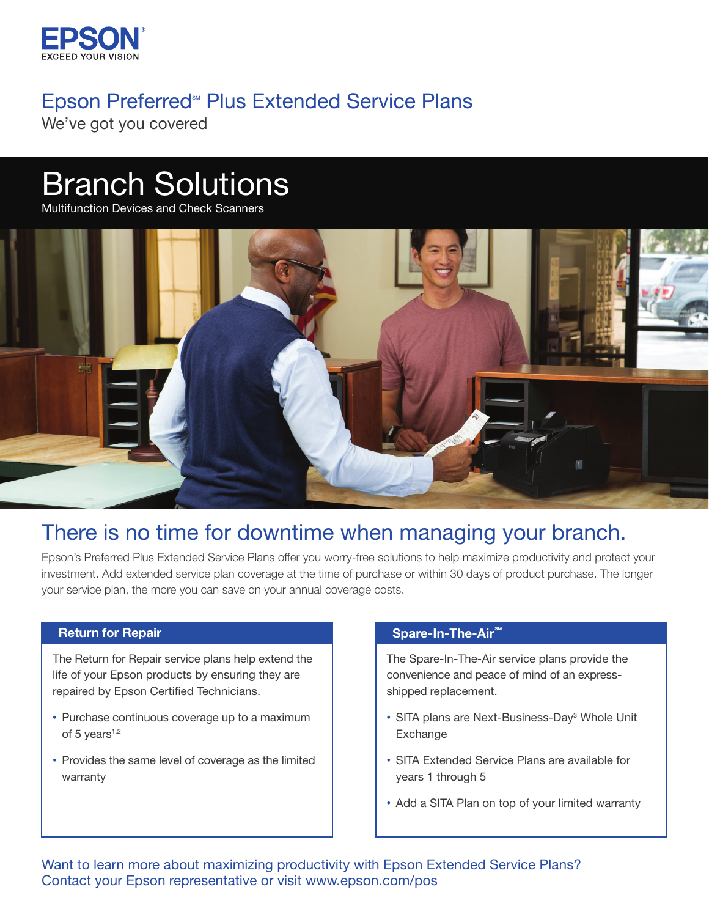EPSON
EXCEED YOUR VISION

# Epson Preferred℠ Plus Extended Service Plans

We've got you covered

## Branch Solutions

Multifunction Devices and Check Scanners

## There is no time for downtime when managing your branch.

Epson's Preferred Plus Extended Service Plans offer you worry-free solutions to help maximize productivity and protect your investment. Add extended service plan coverage at the time of purchase or within 30 days of product purchase. The longer your service plan, the more you can save on your annual coverage costs.

### Return for Repair

The Return for Repair service plans help extend the life of your Epson products by ensuring they are repaired by Epson Certified Technicians.

- Purchase continuous coverage up to a maximum of 5 years[1,2]
- Provides the same level of coverage as the limited warranty

### Spare-In-The-Air℠

The Spare-In-The-Air service plans provide the convenience and peace of mind of an express-shipped replacement.

- SITA plans are Next-Business-Day[3] Whole Unit Exchange
- SITA Extended Service Plans are available for years 1 through 5
- Add a SITA Plan on top of your limited warranty

Want to learn more about maximizing productivity with Epson Extended Service Plans?
Contact your Epson representative or visit www.epson.com/pos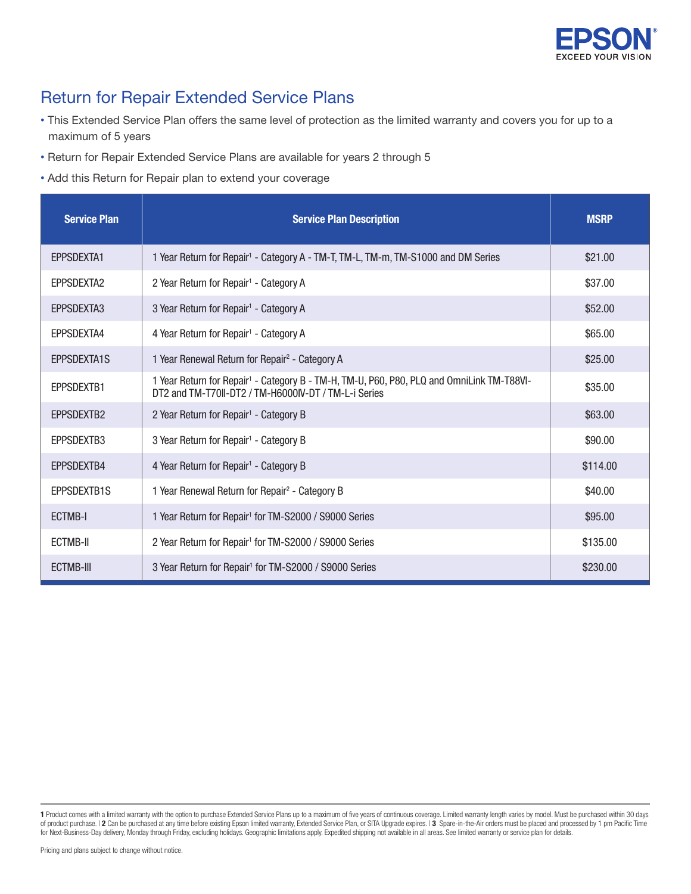# Return for Repair Extended Service Plans

- This Extended Service Plan offers the same level of protection as the limited warranty and covers you for up to a maximum of 5 years
- Return for Repair Extended Service Plans are available for years 2 through 5
- Add this Return for Repair plan to extend your coverage

| Service Plan | Service Plan Description | MSRP |
|---|---|---|
| EPPSDEXTA1 | 1 Year Return for Repair[1] - Category A - TM-T, TM-L, TM-m, TM-S1000 and DM Series | $21.00 |
| EPPSDEXTA2 | 2 Year Return for Repair[1] - Category A | $37.00 |
| EPPSDEXTA3 | 3 Year Return for Repair[1] - Category A | $52.00 |
| EPPSDEXTA4 | 4 Year Return for Repair[1] - Category A | $65.00 |
| EPPSDEXTA1S | 1 Year Renewal Return for Repair[2] - Category A | $25.00 |
| EPPSDEXTB1 | 1 Year Return for Repair[1] - Category B - TM-H, TM-U, P60, P80, PLQ and OmniLink TM-T88VI-DT2 and TM-T70II-DT2 / TM-H6000IV-DT / TM-L-i Series | $35.00 |
| EPPSDEXTB2 | 2 Year Return for Repair[1] - Category B | $63.00 |
| EPPSDEXTB3 | 3 Year Return for Repair[1] - Category B | $90.00 |
| EPPSDEXTB4 | 4 Year Return for Repair[1] - Category B | $114.00 |
| EPPSDEXTB1S | 1 Year Renewal Return for Repair[2] - Category B | $40.00 |
| ECTMB-I | 1 Year Return for Repair[1] for TM-S2000 / S9000 Series | $95.00 |
| ECTMB-II | 2 Year Return for Repair[1] for TM-S2000 / S9000 Series | $135.00 |
| ECTMB-III | 3 Year Return for Repair[1] for TM-S2000 / S9000 Series | $230.00 |

**1** Product comes with a limited warranty with the option to purchase Extended Service Plans up to a maximum of five years of continuous coverage. Limited warranty length varies by model. Must be purchased within 30 days of product purchase. | **2** Can be purchased at any time before existing Epson limited warranty, Extended Service Plan, or SITA Upgrade expires. | **3** Spare-in-the-Air orders must be placed and processed by 1 pm Pacific Time for Next-Business-Day delivery, Monday through Friday, excluding holidays. Geographic limitations apply. Expedited shipping not available in all areas. See limited warranty or service plan for details.

Pricing and plans subject to change without notice.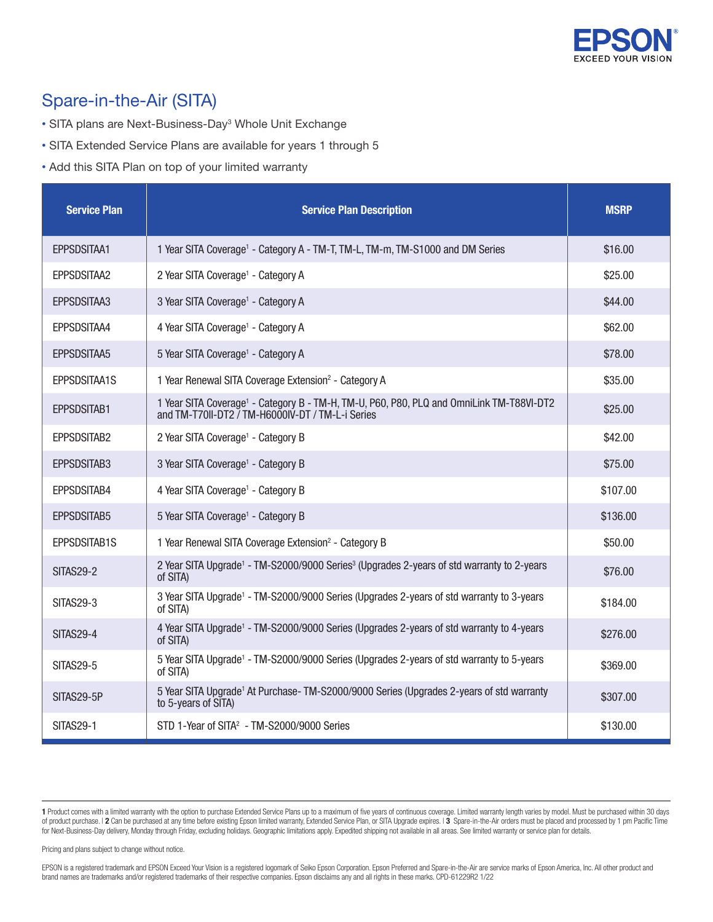# Spare-in-the-Air (SITA)

- SITA plans are Next-Business-Day[3] Whole Unit Exchange
- SITA Extended Service Plans are available for years 1 through 5
- Add this SITA Plan on top of your limited warranty

| Service Plan | Service Plan Description | MSRP |
|---|---|---|
| EPPSDSITAA1 | 1 Year SITA Coverage[1] - Category A - TM-T, TM-L, TM-m, TM-S1000 and DM Series | $16.00 |
| EPPSDSITAA2 | 2 Year SITA Coverage[1] - Category A | $25.00 |
| EPPSDSITAA3 | 3 Year SITA Coverage[1] - Category A | $44.00 |
| EPPSDSITAA4 | 4 Year SITA Coverage[1] - Category A | $62.00 |
| EPPSDSITAA5 | 5 Year SITA Coverage[1] - Category A | $78.00 |
| EPPSDSITAA1S | 1 Year Renewal SITA Coverage Extension[2] - Category A | $35.00 |
| EPPSDSITAB1 | 1 Year SITA Coverage[1] - Category B - TM-H, TM-U, P60, P80, PLQ and OmniLink TM-T88VI-DT2 and TM-T70II-DT2 / TM-H6000IV-DT / TM-L-i Series | $25.00 |
| EPPSDSITAB2 | 2 Year SITA Coverage[1] - Category B | $42.00 |
| EPPSDSITAB3 | 3 Year SITA Coverage[1] - Category B | $75.00 |
| EPPSDSITAB4 | 4 Year SITA Coverage[1] - Category B | $107.00 |
| EPPSDSITAB5 | 5 Year SITA Coverage[1] - Category B | $136.00 |
| EPPSDSITAB1S | 1 Year Renewal SITA Coverage Extension[2] - Category B | $50.00 |
| SITAS29-2 | 2 Year SITA Upgrade[1] - TM-S2000/9000 Series[3] (Upgrades 2-years of std warranty to 2-years of SITA) | $76.00 |
| SITAS29-3 | 3 Year SITA Upgrade[1] - TM-S2000/9000 Series (Upgrades 2-years of std warranty to 3-years of SITA) | $184.00 |
| SITAS29-4 | 4 Year SITA Upgrade[1] - TM-S2000/9000 Series (Upgrades 2-years of std warranty to 4-years of SITA) | $276.00 |
| SITAS29-5 | 5 Year SITA Upgrade[1] - TM-S2000/9000 Series (Upgrades 2-years of std warranty to 5-years of SITA) | $369.00 |
| SITAS29-5P | 5 Year SITA Upgrade[1] At Purchase- TM-S2000/9000 Series (Upgrades 2-years of std warranty to 5-years of SITA) | $307.00 |
| SITAS29-1 | STD 1-Year of SITA[2] - TM-S2000/9000 Series | $130.00 |

**1** Product comes with a limited warranty with the option to purchase Extended Service Plans up to a maximum of five years of continuous coverage. Limited warranty length varies by model. Must be purchased within 30 days of product purchase. | **2** Can be purchased at any time before existing Epson limited warranty, Extended Service Plan, or SITA Upgrade expires. | **3** Spare-in-the-Air orders must be placed and processed by 1 pm Pacific Time for Next-Business-Day delivery, Monday through Friday, excluding holidays. Geographic limitations apply. Expedited shipping not available in all areas. See limited warranty or service plan for details.

Pricing and plans subject to change without notice.

EPSON is a registered trademark and EPSON Exceed Your Vision is a registered logomark of Seiko Epson Corporation. Epson Preferred and Spare-in-the-Air are service marks of Epson America, Inc. All other product and brand names are trademarks and/or registered trademarks of their respective companies. Epson disclaims any and all rights in these marks. CPD-61229R2 1/22